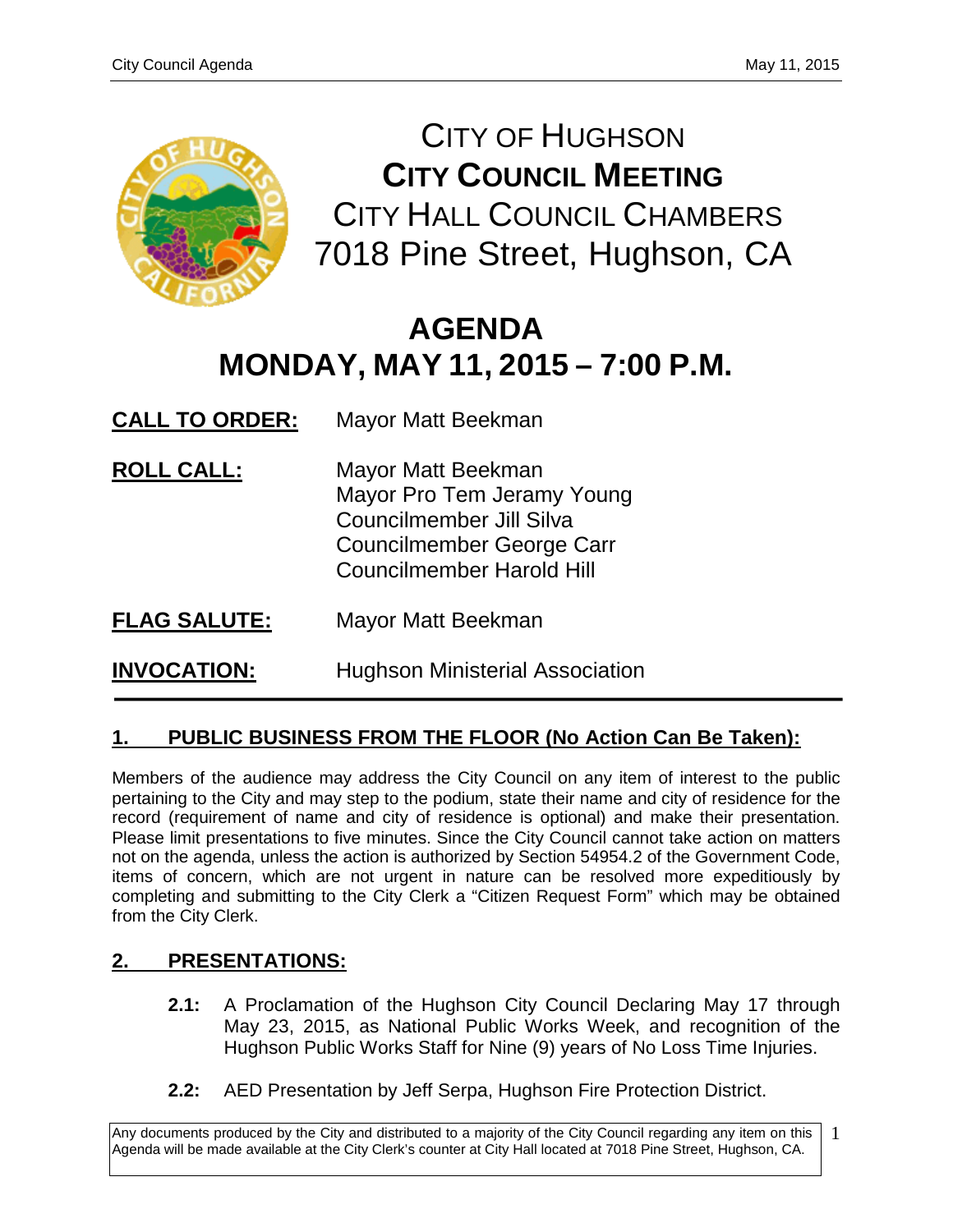# CITY OF HUGHSON

## CITY COUNCIL MEETING

CITY HALL COUNCIL CHAMBERS
7018 Pine Street, Hughson, CA

# AGENDA

# MONDAY, MAY 11, 2015 – 7:00 P.M.

**CALL TO ORDER:** Mayor Matt Beekman

**ROLL CALL:** Mayor Matt Beekman
Mayor Pro Tem Jeramy Young
Councilmember Jill Silva
Councilmember George Carr
Councilmember Harold Hill

**FLAG SALUTE:** Mayor Matt Beekman

**INVOCATION:** Hughson Ministerial Association

---

## 1. PUBLIC BUSINESS FROM THE FLOOR (No Action Can Be Taken):

Members of the audience may address the City Council on any item of interest to the public pertaining to the City and may step to the podium, state their name and city of residence for the record (requirement of name and city of residence is optional) and make their presentation. Please limit presentations to five minutes. Since the City Council cannot take action on matters not on the agenda, unless the action is authorized by Section 54954.2 of the Government Code, items of concern, which are not urgent in nature can be resolved more expeditiously by completing and submitting to the City Clerk a "Citizen Request Form" which may be obtained from the City Clerk.

## 2. PRESENTATIONS:

**2.1:** A Proclamation of the Hughson City Council Declaring May 17 through May 23, 2015, as National Public Works Week, and recognition of the Hughson Public Works Staff for Nine (9) years of No Loss Time Injuries.

**2.2:** AED Presentation by Jeff Serpa, Hughson Fire Protection District.

Any documents produced by the City and distributed to a majority of the City Council regarding any item on this Agenda will be made available at the City Clerk's counter at City Hall located at 7018 Pine Street, Hughson, CA.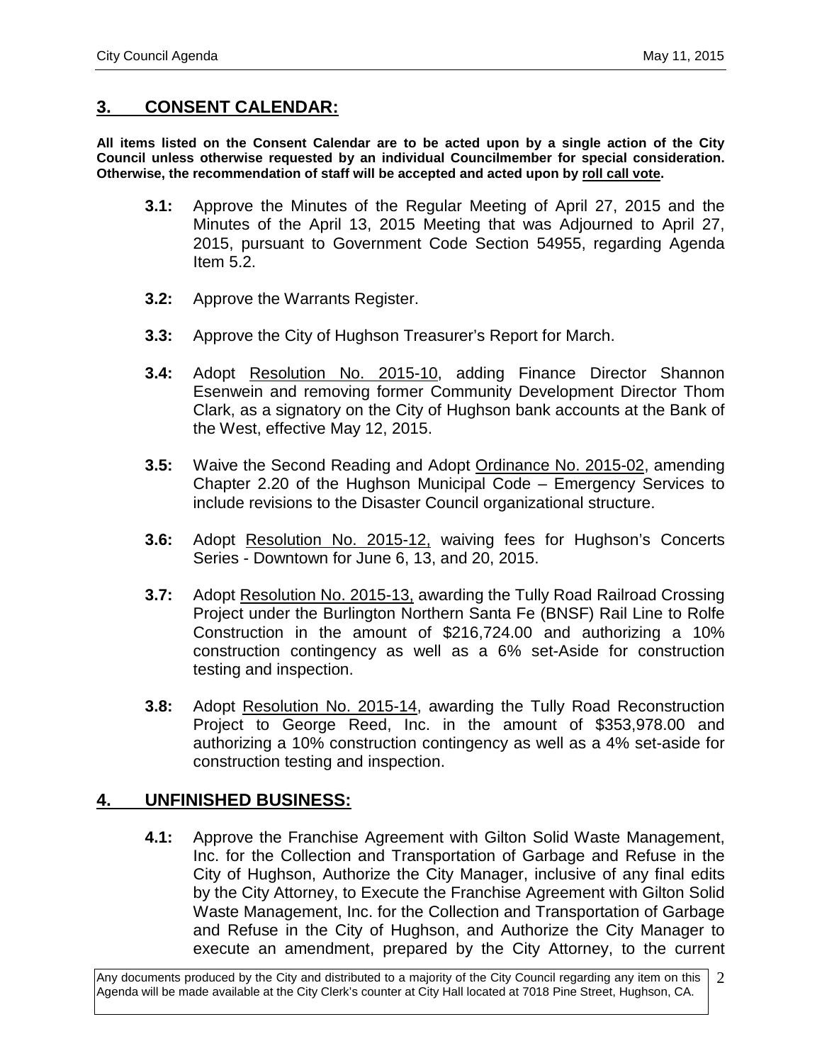## 3. CONSENT CALENDAR:

**All items listed on the Consent Calendar are to be acted upon by a single action of the City Council unless otherwise requested by an individual Councilmember for special consideration. Otherwise, the recommendation of staff will be accepted and acted upon by roll call vote.**

**3.1:** Approve the Minutes of the Regular Meeting of April 27, 2015 and the Minutes of the April 13, 2015 Meeting that was Adjourned to April 27, 2015, pursuant to Government Code Section 54955, regarding Agenda Item 5.2.

**3.2:** Approve the Warrants Register.

**3.3:** Approve the City of Hughson Treasurer's Report for March.

**3.4:** Adopt Resolution No. 2015-10, adding Finance Director Shannon Esenwein and removing former Community Development Director Thom Clark, as a signatory on the City of Hughson bank accounts at the Bank of the West, effective May 12, 2015.

**3.5:** Waive the Second Reading and Adopt Ordinance No. 2015-02, amending Chapter 2.20 of the Hughson Municipal Code – Emergency Services to include revisions to the Disaster Council organizational structure.

**3.6:** Adopt Resolution No. 2015-12, waiving fees for Hughson's Concerts Series - Downtown for June 6, 13, and 20, 2015.

**3.7:** Adopt Resolution No. 2015-13, awarding the Tully Road Railroad Crossing Project under the Burlington Northern Santa Fe (BNSF) Rail Line to Rolfe Construction in the amount of $216,724.00 and authorizing a 10% construction contingency as well as a 6% set-Aside for construction testing and inspection.

**3.8:** Adopt Resolution No. 2015-14, awarding the Tully Road Reconstruction Project to George Reed, Inc. in the amount of $353,978.00 and authorizing a 10% construction contingency as well as a 4% set-aside for construction testing and inspection.

## 4. UNFINISHED BUSINESS:

**4.1:** Approve the Franchise Agreement with Gilton Solid Waste Management, Inc. for the Collection and Transportation of Garbage and Refuse in the City of Hughson, Authorize the City Manager, inclusive of any final edits by the City Attorney, to Execute the Franchise Agreement with Gilton Solid Waste Management, Inc. for the Collection and Transportation of Garbage and Refuse in the City of Hughson, and Authorize the City Manager to execute an amendment, prepared by the City Attorney, to the current

Any documents produced by the City and distributed to a majority of the City Council regarding any item on this Agenda will be made available at the City Clerk's counter at City Hall located at 7018 Pine Street, Hughson, CA.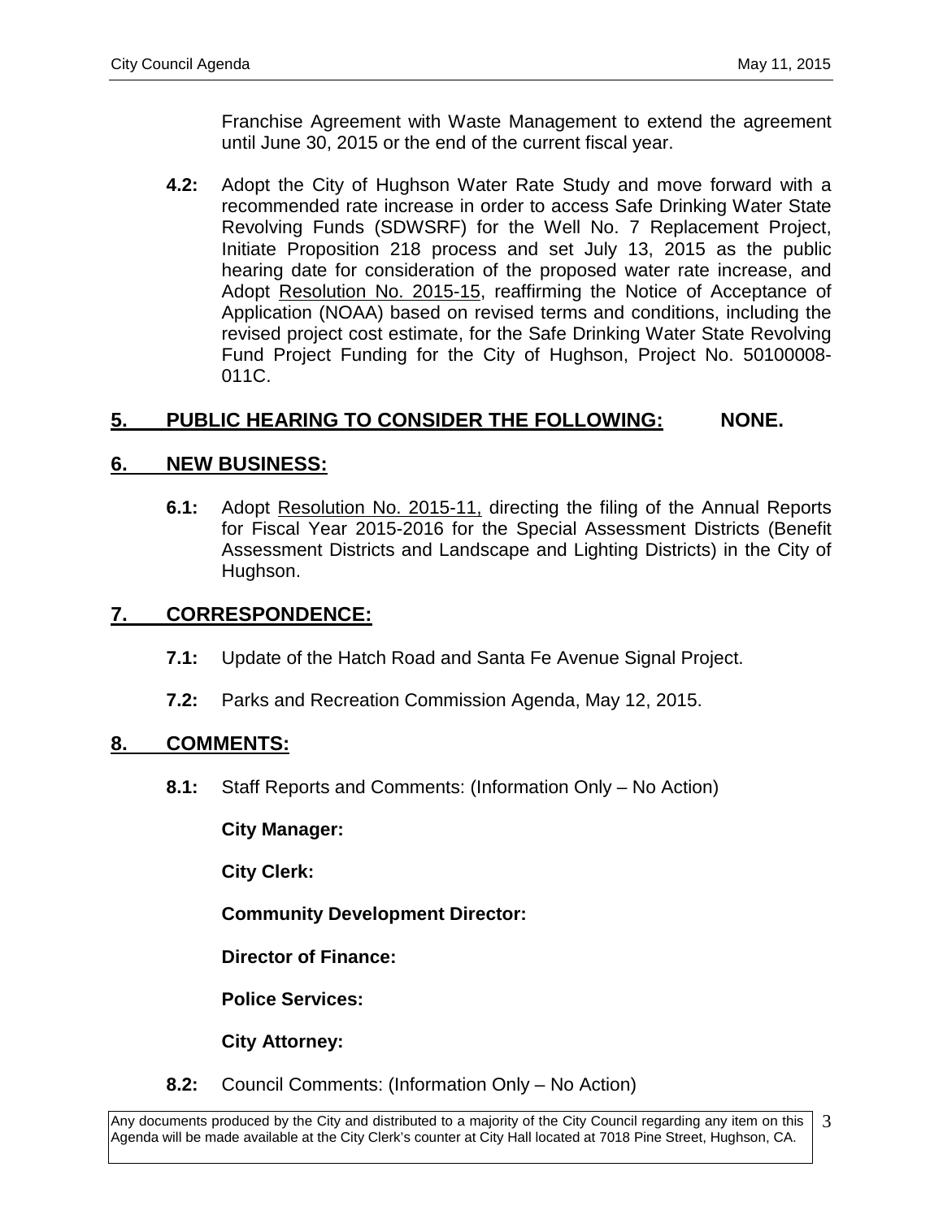Franchise Agreement with Waste Management to extend the agreement until June 30, 2015 or the end of the current fiscal year.

**4.2:** Adopt the City of Hughson Water Rate Study and move forward with a recommended rate increase in order to access Safe Drinking Water State Revolving Funds (SDWSRF) for the Well No. 7 Replacement Project, Initiate Proposition 218 process and set July 13, 2015 as the public hearing date for consideration of the proposed water rate increase, and Adopt Resolution No. 2015-15, reaffirming the Notice of Acceptance of Application (NOAA) based on revised terms and conditions, including the revised project cost estimate, for the Safe Drinking Water State Revolving Fund Project Funding for the City of Hughson, Project No. 50100008-011C.

## 5. PUBLIC HEARING TO CONSIDER THE FOLLOWING: NONE.

## 6. NEW BUSINESS:

**6.1:** Adopt Resolution No. 2015-11, directing the filing of the Annual Reports for Fiscal Year 2015-2016 for the Special Assessment Districts (Benefit Assessment Districts and Landscape and Lighting Districts) in the City of Hughson.

## 7. CORRESPONDENCE:

**7.1:** Update of the Hatch Road and Santa Fe Avenue Signal Project.

**7.2:** Parks and Recreation Commission Agenda, May 12, 2015.

## 8. COMMENTS:

**8.1:** Staff Reports and Comments: (Information Only – No Action)

**City Manager:**

**City Clerk:**

**Community Development Director:**

**Director of Finance:**

**Police Services:**

**City Attorney:**

**8.2:** Council Comments: (Information Only – No Action)

Any documents produced by the City and distributed to a majority of the City Council regarding any item on this Agenda will be made available at the City Clerk's counter at City Hall located at 7018 Pine Street, Hughson, CA.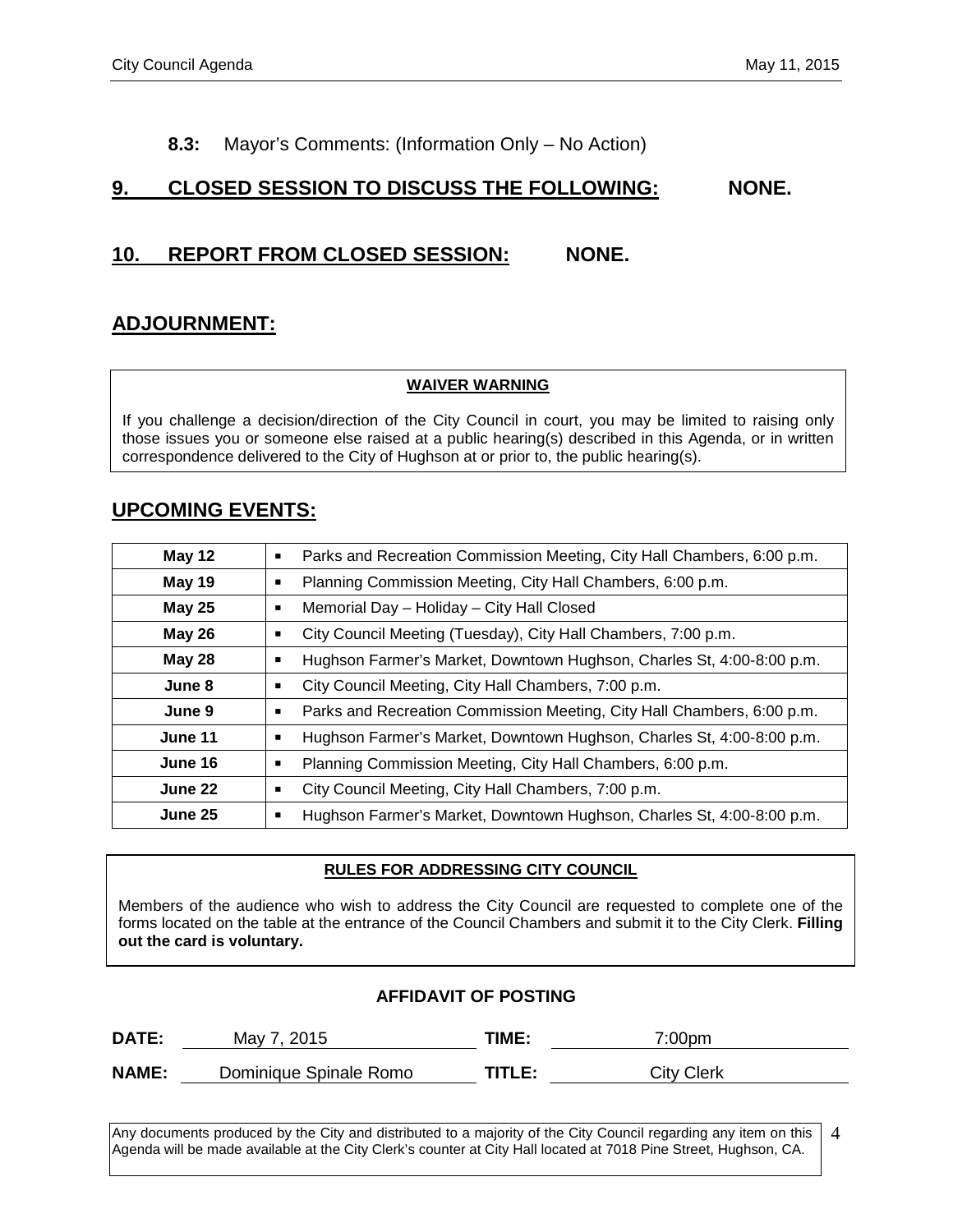**8.3:** Mayor's Comments: (Information Only – No Action)

## 9. CLOSED SESSION TO DISCUSS THE FOLLOWING: NONE.

## 10. REPORT FROM CLOSED SESSION: NONE.

## ADJOURNMENT:

**WAIVER WARNING**

If you challenge a decision/direction of the City Council in court, you may be limited to raising only those issues you or someone else raised at a public hearing(s) described in this Agenda, or in written correspondence delivered to the City of Hughson at or prior to, the public hearing(s).

## UPCOMING EVENTS:

| Date | Event |
|---|---|
| **May 12** | Parks and Recreation Commission Meeting, City Hall Chambers, 6:00 p.m. |
| **May 19** | Planning Commission Meeting, City Hall Chambers, 6:00 p.m. |
| **May 25** | Memorial Day – Holiday – City Hall Closed |
| **May 26** | City Council Meeting (Tuesday), City Hall Chambers, 7:00 p.m. |
| **May 28** | Hughson Farmer's Market, Downtown Hughson, Charles St, 4:00-8:00 p.m. |
| **June 8** | City Council Meeting, City Hall Chambers, 7:00 p.m. |
| **June 9** | Parks and Recreation Commission Meeting, City Hall Chambers, 6:00 p.m. |
| **June 11** | Hughson Farmer's Market, Downtown Hughson, Charles St, 4:00-8:00 p.m. |
| **June 16** | Planning Commission Meeting, City Hall Chambers, 6:00 p.m. |
| **June 22** | City Council Meeting, City Hall Chambers, 7:00 p.m. |
| **June 25** | Hughson Farmer's Market, Downtown Hughson, Charles St, 4:00-8:00 p.m. |

**RULES FOR ADDRESSING CITY COUNCIL**

Members of the audience who wish to address the City Council are requested to complete one of the forms located on the table at the entrance of the Council Chambers and submit it to the City Clerk. **Filling out the card is voluntary.**

**AFFIDAVIT OF POSTING**

**DATE:** May 7, 2015 **TIME:** 7:00pm

**NAME:** Dominique Spinale Romo **TITLE:** City Clerk

Any documents produced by the City and distributed to a majority of the City Council regarding any item on this Agenda will be made available at the City Clerk's counter at City Hall located at 7018 Pine Street, Hughson, CA.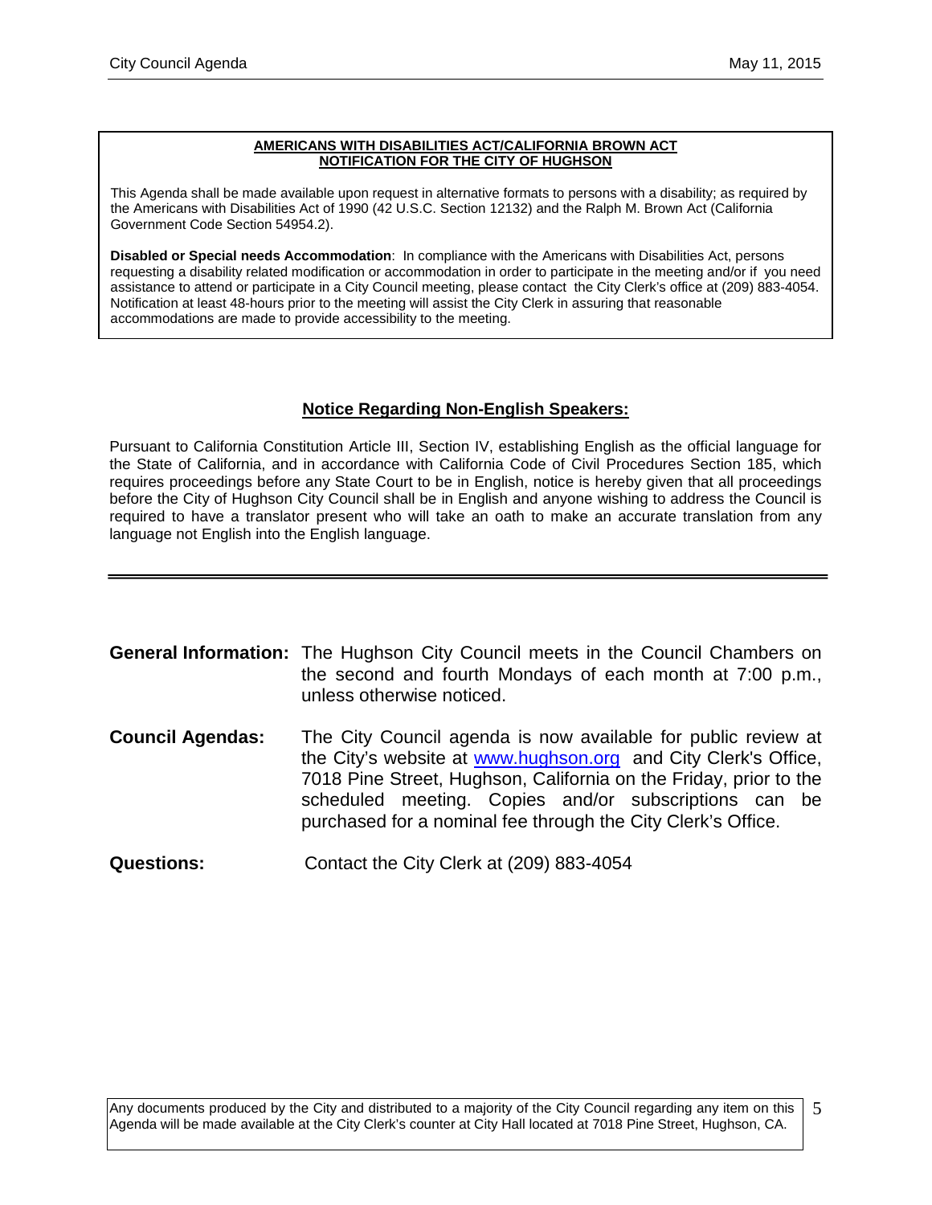**AMERICANS WITH DISABILITIES ACT/CALIFORNIA BROWN ACT NOTIFICATION FOR THE CITY OF HUGHSON**

This Agenda shall be made available upon request in alternative formats to persons with a disability; as required by the Americans with Disabilities Act of 1990 (42 U.S.C. Section 12132) and the Ralph M. Brown Act (California Government Code Section 54954.2).

**Disabled or Special needs Accommodation**: In compliance with the Americans with Disabilities Act, persons requesting a disability related modification or accommodation in order to participate in the meeting and/or if you need assistance to attend or participate in a City Council meeting, please contact the City Clerk's office at (209) 883-4054. Notification at least 48-hours prior to the meeting will assist the City Clerk in assuring that reasonable accommodations are made to provide accessibility to the meeting.

**Notice Regarding Non-English Speakers:**

Pursuant to California Constitution Article III, Section IV, establishing English as the official language for the State of California, and in accordance with California Code of Civil Procedures Section 185, which requires proceedings before any State Court to be in English, notice is hereby given that all proceedings before the City of Hughson City Council shall be in English and anyone wishing to address the Council is required to have a translator present who will take an oath to make an accurate translation from any language not English into the English language.

---

**General Information:** The Hughson City Council meets in the Council Chambers on the second and fourth Mondays of each month at 7:00 p.m., unless otherwise noticed.

**Council Agendas:** The City Council agenda is now available for public review at the City's website at www.hughson.org and City Clerk's Office, 7018 Pine Street, Hughson, California on the Friday, prior to the scheduled meeting. Copies and/or subscriptions can be purchased for a nominal fee through the City Clerk's Office.

**Questions:** Contact the City Clerk at (209) 883-4054

Any documents produced by the City and distributed to a majority of the City Council regarding any item on this Agenda will be made available at the City Clerk's counter at City Hall located at 7018 Pine Street, Hughson, CA.